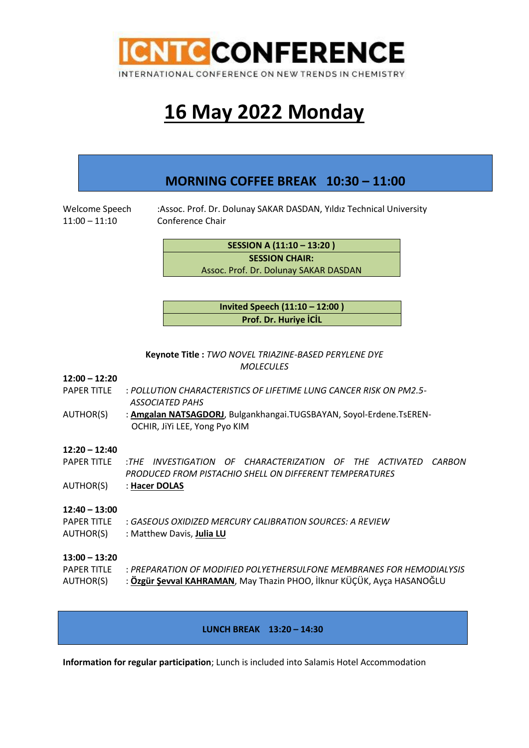# ICNTC CONFERENCE

INTERNATIONAL CONFERENCE ON NEW TRENDS IN CHEMISTRY

# 16 May 2022 Monday

## MORNING COFFEE BREAK 10:30 – 11:00

Welcome Speech 11:00 – 11:10 :Assoc. Prof. Dr. Dolunay SAKAR DASDAN, Yıldız Technical University Conference Chair

**SESSION A (11:10 – 13:20 )**
**SESSION CHAIR:**
Assoc. Prof. Dr. Dolunay SAKAR DASDAN

**Invited Speech (11:10 – 12:00 )**
**Prof. Dr. Huriye İCİL**

**Keynote Title :** *TWO NOVEL TRIAZINE-BASED PERYLENE DYE MOLECULES*

**12:00 – 12:20**
PAPER TITLE : *POLLUTION CHARACTERISTICS OF LIFETIME LUNG CANCER RISK ON PM2.5-ASSOCIATED PAHS*
AUTHOR(S) : **Amgalan NATSAGDORJ**, Bulgankhangai.TUGSBAYAN, Soyol-Erdene.TsEREN-OCHIR, JiYi LEE, Yong Pyo KIM

**12:20 – 12:40**
PAPER TITLE :*THE INVESTIGATION OF CHARACTERIZATION OF THE ACTIVATED CARBON PRODUCED FROM PISTACHIO SHELL ON DIFFERENT TEMPERATURES*
AUTHOR(S) : **Hacer DOLAS**

**12:40 – 13:00**
PAPER TITLE : *GASEOUS OXIDIZED MERCURY CALIBRATION SOURCES: A REVIEW*
AUTHOR(S) : Matthew Davis, **Julia LU**

**13:00 – 13:20**
PAPER TITLE : *PREPARATION OF MODIFIED POLYETHERSULFONE MEMBRANES FOR HEMODIALYSIS*
AUTHOR(S) : **Özgür Şevval KAHRAMAN**, May Thazin PHOO, İlknur KÜÇÜK, Ayça HASANOĞLU

## LUNCH BREAK 13:20 – 14:30

**Information for regular participation**; Lunch is included into Salamis Hotel Accommodation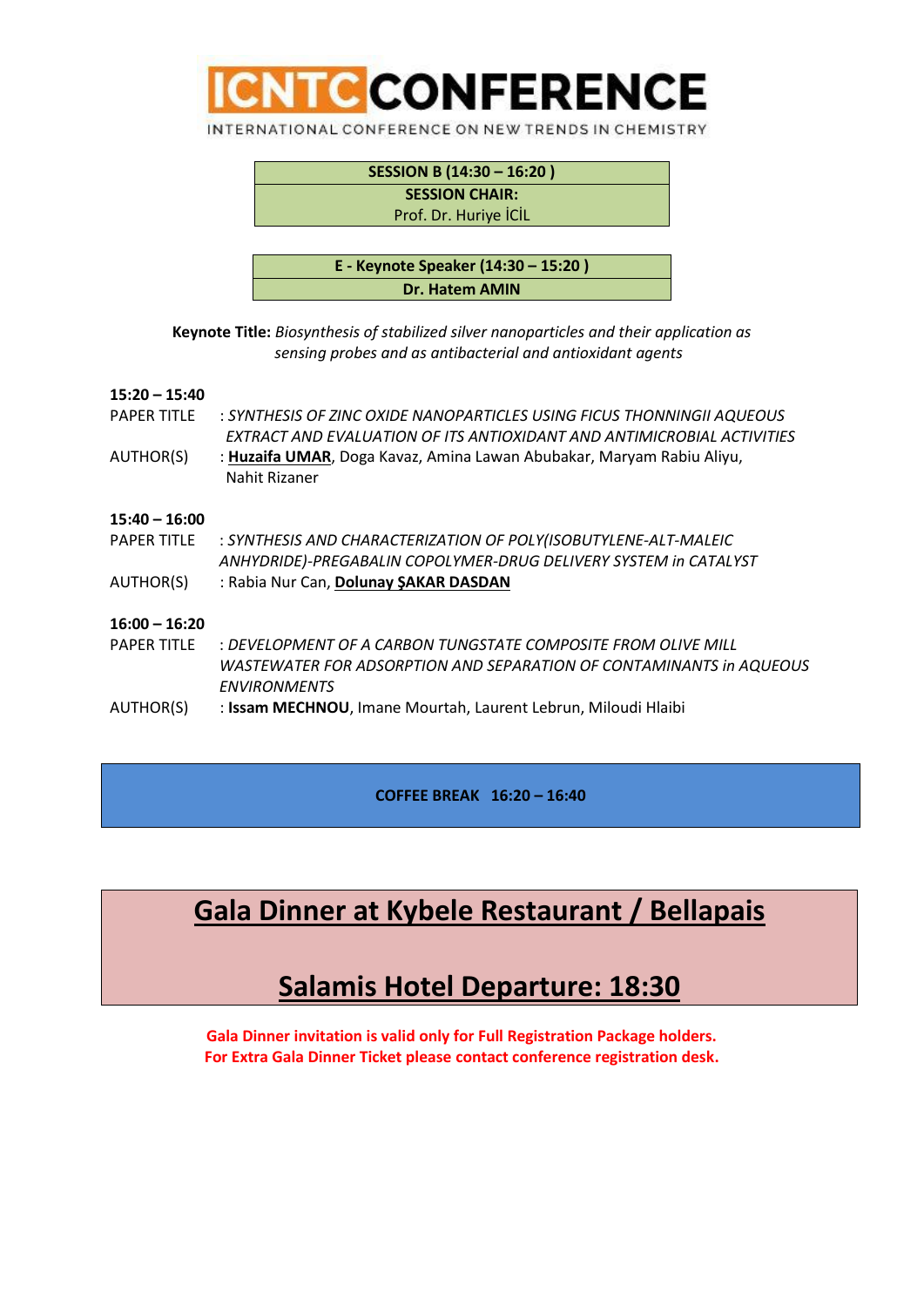**SESSION B (14:30 – 16:20 )**
**SESSION CHAIR:**
Prof. Dr. Huriye İCİL

**E - Keynote Speaker (14:30 – 15:20 )**
**Dr. Hatem AMIN**

**Keynote Title:** *Biosynthesis of stabilized silver nanoparticles and their application as sensing probes and as antibacterial and antioxidant agents*

**15:20 – 15:40**
PAPER TITLE : *SYNTHESIS OF ZINC OXIDE NANOPARTICLES USING FICUS THONNINGII AQUEOUS EXTRACT AND EVALUATION OF ITS ANTIOXIDANT AND ANTIMICROBIAL ACTIVITIES*
AUTHOR(S) : **Huzaifa UMAR**, Doga Kavaz, Amina Lawan Abubakar, Maryam Rabiu Aliyu, Nahit Rizaner

**15:40 – 16:00**
PAPER TITLE : *SYNTHESIS AND CHARACTERIZATION OF POLY(ISOBUTYLENE-ALT-MALEIC ANHYDRIDE)-PREGABALIN COPOLYMER-DRUG DELIVERY SYSTEM in CATALYST*
AUTHOR(S) : Rabia Nur Can, **Dolunay ŞAKAR DASDAN**

**16:00 – 16:20**
PAPER TITLE : *DEVELOPMENT OF A CARBON TUNGSTATE COMPOSITE FROM OLIVE MILL WASTEWATER FOR ADSORPTION AND SEPARATION OF CONTAMINANTS in AQUEOUS ENVIRONMENTS*
AUTHOR(S) : **Issam MECHNOU**, Imane Mourtah, Laurent Lebrun, Miloudi Hlaibi

**COFFEE BREAK 16:20 – 16:40**

## Gala Dinner at Kybele Restaurant / Bellapais

## Salamis Hotel Departure: 18:30

**Gala Dinner invitation is valid only for Full Registration Package holders.**
**For Extra Gala Dinner Ticket please contact conference registration desk.**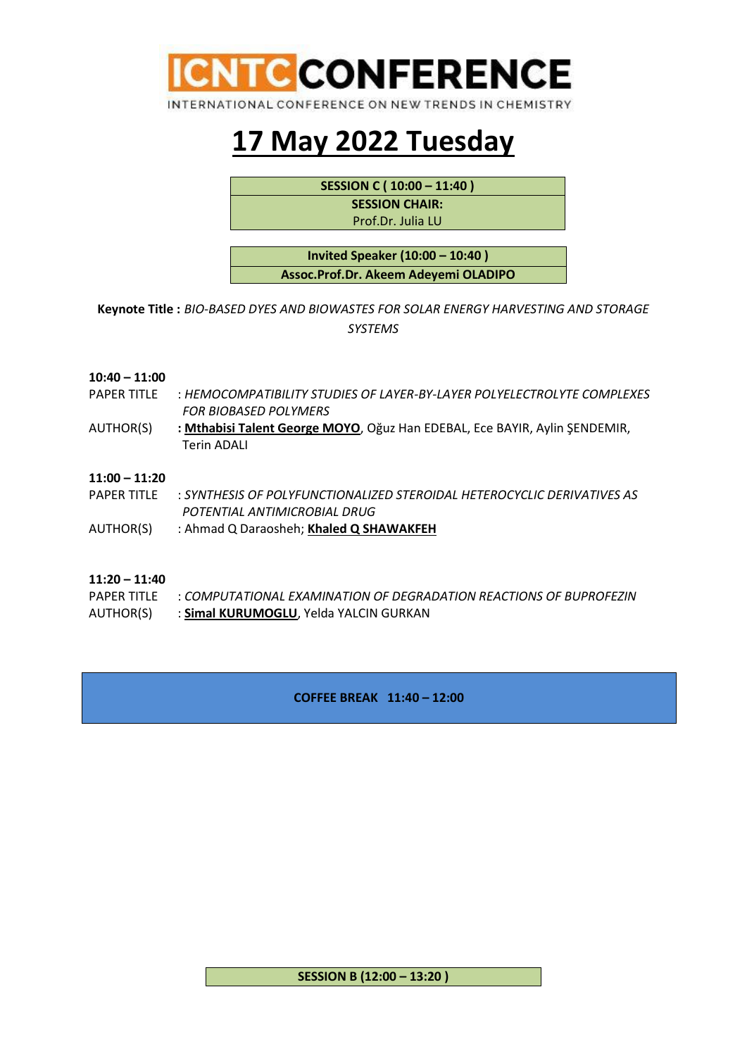# 17 May 2022 Tuesday

**SESSION C ( 10:00 – 11:40 )**
**SESSION CHAIR:**
Prof.Dr. Julia LU

**Invited Speaker (10:00 – 10:40 )**
**Assoc.Prof.Dr. Akeem Adeyemi OLADIPO**

**Keynote Title :** *BIO-BASED DYES AND BIOWASTES FOR SOLAR ENERGY HARVESTING AND STORAGE SYSTEMS*

**10:40 – 11:00**
PAPER TITLE : *HEMOCOMPATIBILITY STUDIES OF LAYER-BY-LAYER POLYELECTROLYTE COMPLEXES FOR BIOBASED POLYMERS*
AUTHOR(S) : **Mthabisi Talent George MOYO**, Oğuz Han EDEBAL, Ece BAYIR, Aylin ŞENDEMIR, Terin ADALI

**11:00 – 11:20**
PAPER TITLE : *SYNTHESIS OF POLYFUNCTIONALIZED STEROIDAL HETEROCYCLIC DERIVATIVES AS POTENTIAL ANTIMICROBIAL DRUG*
AUTHOR(S) : Ahmad Q Daraosheh; **Khaled Q SHAWAKFEH**

**11:20 – 11:40**
PAPER TITLE : *COMPUTATIONAL EXAMINATION OF DEGRADATION REACTIONS OF BUPROFEZIN*
AUTHOR(S) : **Simal KURUMOGLU**, Yelda YALCIN GURKAN

**COFFEE BREAK 11:40 – 12:00**

**SESSION B (12:00 – 13:20 )**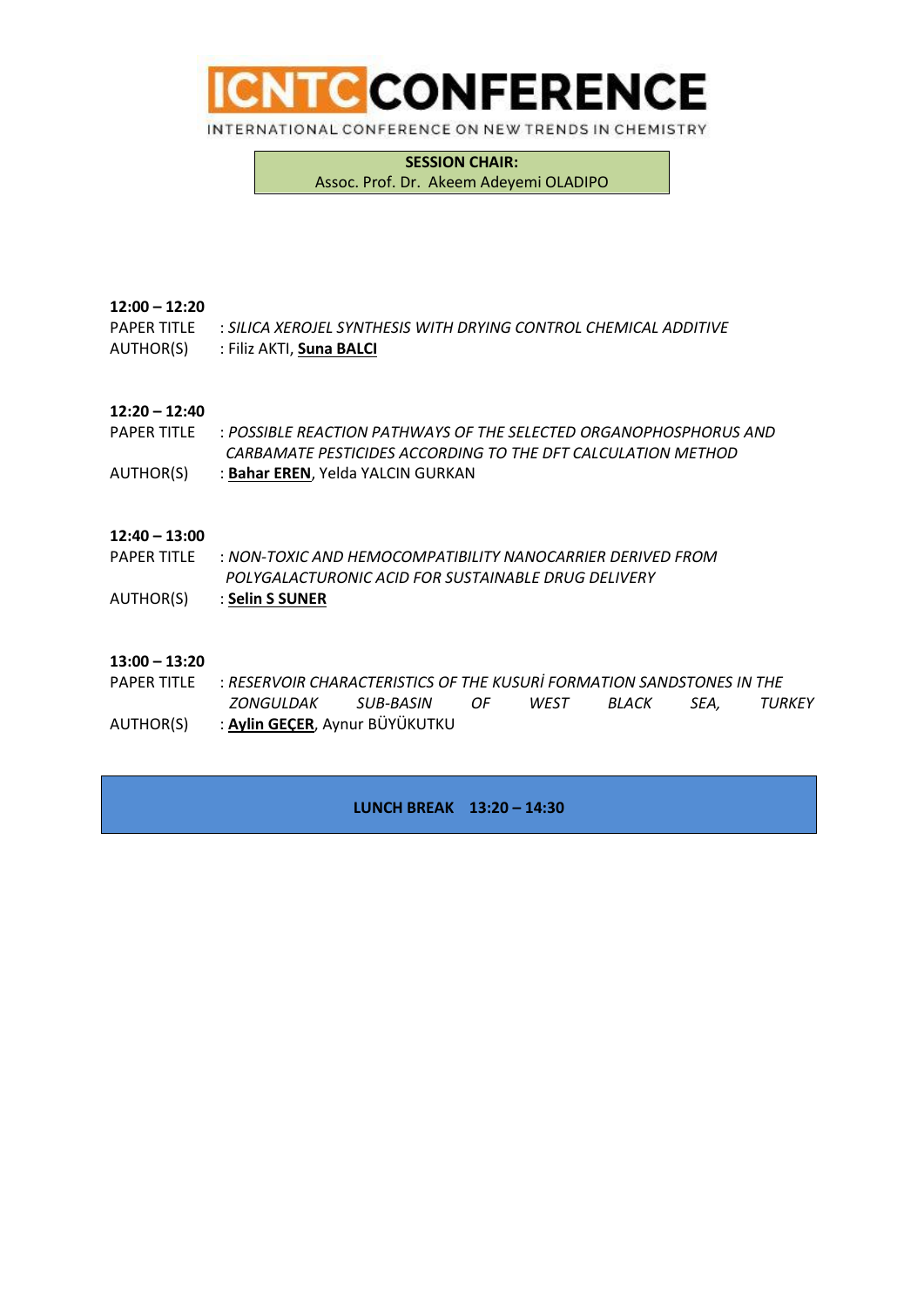**ICNTC CONFERENCE**

INTERNATIONAL CONFERENCE ON NEW TRENDS IN CHEMISTRY

**SESSION CHAIR:**
Assoc. Prof. Dr. Akeem Adeyemi OLADIPO

**12:00 – 12:20**
PAPER TITLE : *SILICA XEROJEL SYNTHESIS WITH DRYING CONTROL CHEMICAL ADDITIVE*
AUTHOR(S) : Filiz AKTI, **Suna BALCI**

**12:20 – 12:40**
PAPER TITLE : *POSSIBLE REACTION PATHWAYS OF THE SELECTED ORGANOPHOSPHORUS AND CARBAMATE PESTICIDES ACCORDING TO THE DFT CALCULATION METHOD*
AUTHOR(S) : **Bahar EREN**, Yelda YALCIN GURKAN

**12:40 – 13:00**
PAPER TITLE : *NON-TOXIC AND HEMOCOMPATIBILITY NANOCARRIER DERIVED FROM POLYGALACTURONIC ACID FOR SUSTAINABLE DRUG DELIVERY*
AUTHOR(S) : **Selin S SUNER**

**13:00 – 13:20**
PAPER TITLE : *RESERVOIR CHARACTERISTICS OF THE KUSURİ FORMATION SANDSTONES IN THE ZONGULDAK SUB-BASIN OF WEST BLACK SEA, TURKEY*
AUTHOR(S) : **Aylin GEÇER**, Aynur BÜYÜKUTKU

**LUNCH BREAK 13:20 – 14:30**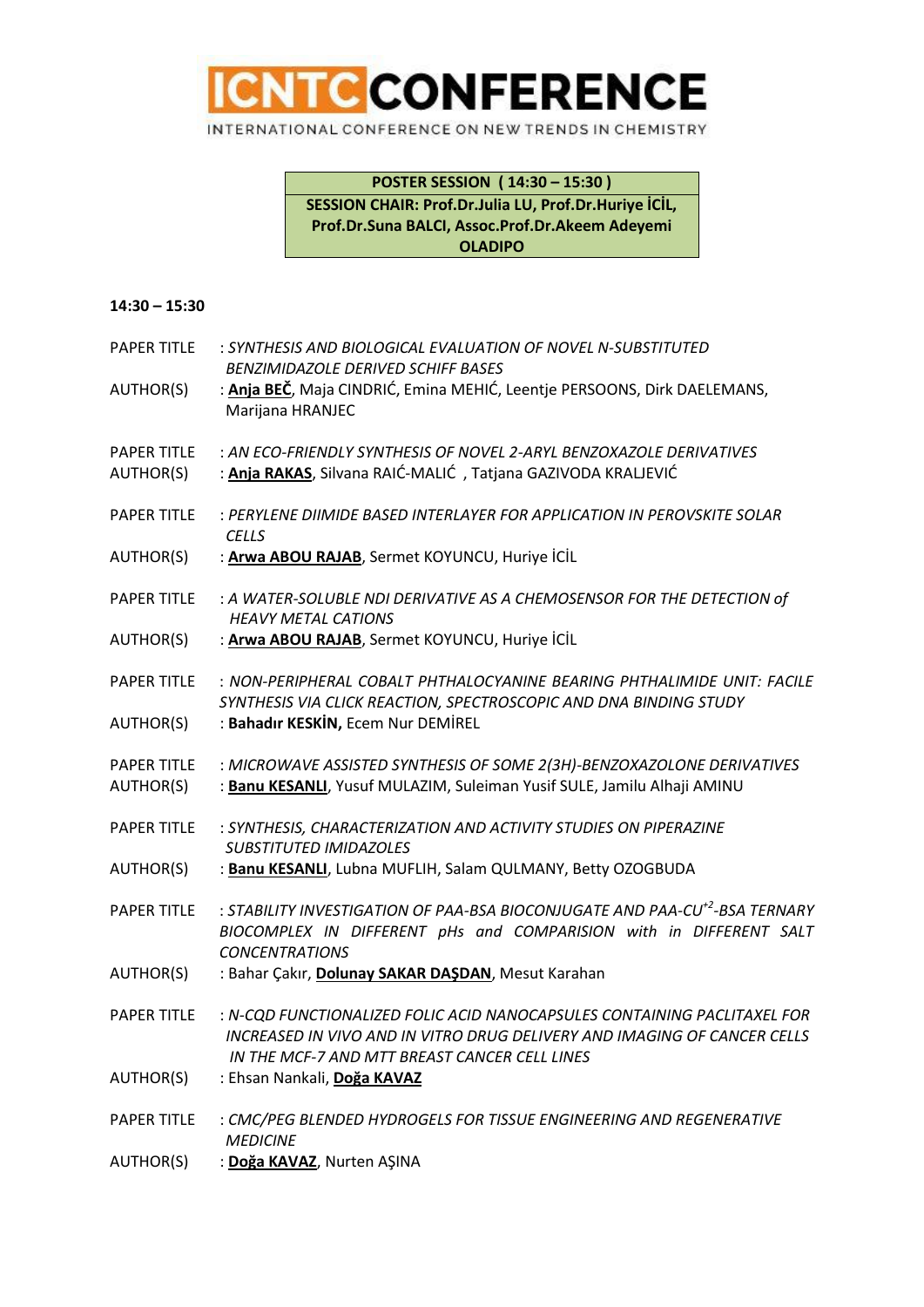**POSTER SESSION ( 14:30 – 15:30 )**

**SESSION CHAIR: Prof.Dr.Julia LU, Prof.Dr.Huriye İCİL, Prof.Dr.Suna BALCI, Assoc.Prof.Dr.Akeem Adeyemi OLADIPO**

**14:30 – 15:30**

PAPER TITLE : *SYNTHESIS AND BIOLOGICAL EVALUATION OF NOVEL N-SUBSTITUTED BENZIMIDAZOLE DERIVED SCHIFF BASES*
AUTHOR(S) : **Anja BEČ**, Maja CINDRIĆ, Emina MEHIĆ, Leentje PERSOONS, Dirk DAELEMANS, Marijana HRANJEC

PAPER TITLE : *AN ECO-FRIENDLY SYNTHESIS OF NOVEL 2-ARYL BENZOXAZOLE DERIVATIVES*
AUTHOR(S) : **Anja RAKAS**, Silvana RAIĆ-MALIĆ , Tatjana GAZIVODA KRALJEVIĆ

PAPER TITLE : *PERYLENE DIIMIDE BASED INTERLAYER FOR APPLICATION IN PEROVSKITE SOLAR CELLS*
AUTHOR(S) : **Arwa ABOU RAJAB**, Sermet KOYUNCU, Huriye İCİL

PAPER TITLE : *A WATER-SOLUBLE NDI DERIVATIVE AS A CHEMOSENSOR FOR THE DETECTION of HEAVY METAL CATIONS*
AUTHOR(S) : **Arwa ABOU RAJAB**, Sermet KOYUNCU, Huriye İCİL

PAPER TITLE : *NON-PERIPHERAL COBALT PHTHALOCYANINE BEARING PHTHALIMIDE UNIT: FACILE SYNTHESIS VIA CLICK REACTION, SPECTROSCOPIC AND DNA BINDING STUDY*
AUTHOR(S) : **Bahadır KESKİN,** Ecem Nur DEMİREL

PAPER TITLE : *MICROWAVE ASSISTED SYNTHESIS OF SOME 2(3H)-BENZOXAZOLONE DERIVATIVES*
AUTHOR(S) : **Banu KESANLI**, Yusuf MULAZIM, Suleiman Yusif SULE, Jamilu Alhaji AMINU

PAPER TITLE : *SYNTHESIS, CHARACTERIZATION AND ACTIVITY STUDIES ON PIPERAZINE SUBSTITUTED IMIDAZOLES*
AUTHOR(S) : **Banu KESANLI**, Lubna MUFLIH, Salam QULMANY, Betty OZOGBUDA

PAPER TITLE : *STABILITY INVESTIGATION OF PAA-BSA BIOCONJUGATE AND PAA-$CU^{+2}$-BSA TERNARY BIOCOMPLEX IN DIFFERENT pHs and COMPARISION with in DIFFERENT SALT CONCENTRATIONS*
AUTHOR(S) : Bahar Çakır, **Dolunay SAKAR DAŞDAN**, Mesut Karahan

PAPER TITLE : *N-CQD FUNCTIONALIZED FOLIC ACID NANOCAPSULES CONTAINING PACLITAXEL FOR INCREASED IN VIVO AND IN VITRO DRUG DELIVERY AND IMAGING OF CANCER CELLS IN THE MCF-7 AND MTT BREAST CANCER CELL LINES*
AUTHOR(S) : Ehsan Nankali, **Doğa KAVAZ**

PAPER TITLE : *CMC/PEG BLENDED HYDROGELS FOR TISSUE ENGINEERING AND REGENERATIVE MEDICINE*
AUTHOR(S) : **Doğa KAVAZ**, Nurten AŞINA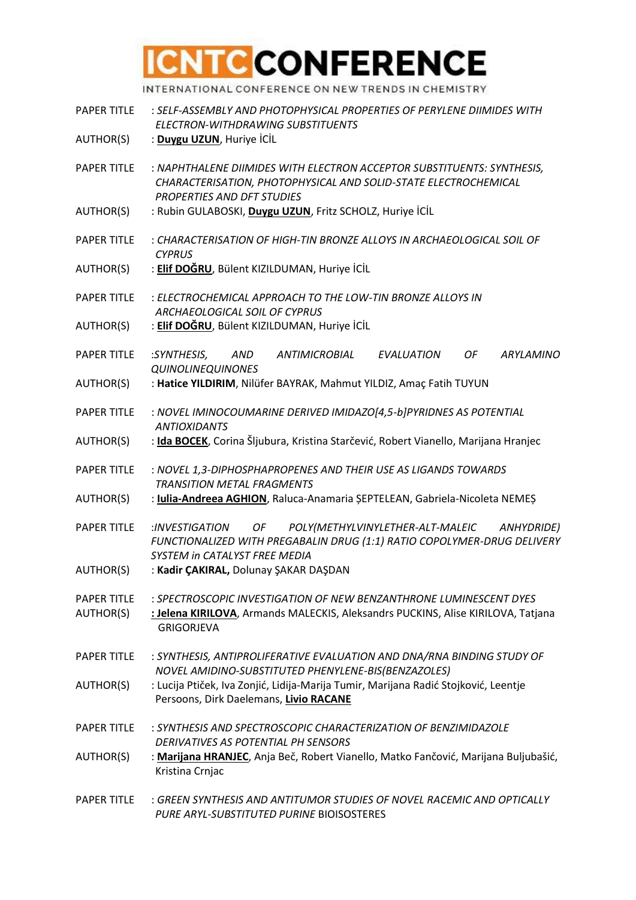PAPER TITLE : *SELF-ASSEMBLY AND PHOTOPHYSICAL PROPERTIES OF PERYLENE DIIMIDES WITH ELECTRON-WITHDRAWING SUBSTITUENTS*
AUTHOR(S) : **Duygu UZUN**, Huriye İCİL

PAPER TITLE : *NAPHTHALENE DIIMIDES WITH ELECTRON ACCEPTOR SUBSTITUENTS: SYNTHESIS, CHARACTERISATION, PHOTOPHYSICAL AND SOLID-STATE ELECTROCHEMICAL PROPERTIES AND DFT STUDIES*
AUTHOR(S) : Rubin GULABOSKI, **Duygu UZUN**, Fritz SCHOLZ, Huriye İCİL

PAPER TITLE : *CHARACTERISATION OF HIGH-TIN BRONZE ALLOYS IN ARCHAEOLOGICAL SOIL OF CYPRUS*
AUTHOR(S) : **Elif DOĞRU**, Bülent KIZILDUMAN, Huriye İCİL

PAPER TITLE : *ELECTROCHEMICAL APPROACH TO THE LOW-TIN BRONZE ALLOYS IN ARCHAEOLOGICAL SOIL OF CYPRUS*
AUTHOR(S) : **Elif DOĞRU**, Bülent KIZILDUMAN, Huriye İCİL

PAPER TITLE :*SYNTHESIS, AND ANTIMICROBIAL EVALUATION OF ARYLAMINO QUINOLINEQUINONES*
AUTHOR(S) : **Hatice YILDIRIM**, Nilüfer BAYRAK, Mahmut YILDIZ, Amaç Fatih TUYUN

PAPER TITLE : *NOVEL IMINOCOUMARINE DERIVED IMIDAZO[4,5-b]PYRIDNES AS POTENTIAL ANTIOXIDANTS*
AUTHOR(S) : **Ida BOCEK**, Corina Šljubura, Kristina Starčević, Robert Vianello, Marijana Hranjec

PAPER TITLE : *NOVEL 1,3-DIPHOSPHAPROPENES AND THEIR USE AS LIGANDS TOWARDS TRANSITION METAL FRAGMENTS*
AUTHOR(S) : **Iulia-Andreea AGHION**, Raluca-Anamaria ȘEPTELEAN, Gabriela-Nicoleta NEMEȘ

PAPER TITLE :*INVESTIGATION OF POLY(METHYLVINYLETHER-ALT-MALEIC ANHYDRIDE) FUNCTIONALIZED WITH PREGABALIN DRUG (1:1) RATIO COPOLYMER-DRUG DELIVERY SYSTEM in CATALYST FREE MEDIA*
AUTHOR(S) : **Kadir ÇAKIRAL,** Dolunay ŞAKAR DAŞDAN

PAPER TITLE : *SPECTROSCOPIC INVESTIGATION OF NEW BENZANTHRONE LUMINESCENT DYES*
AUTHOR(S) **: Jelena KIRILOVA**, Armands MALECKIS, Aleksandrs PUCKINS, Alise KIRILOVA, Tatjana GRIGORJEVA

PAPER TITLE : *SYNTHESIS, ANTIPROLIFERATIVE EVALUATION AND DNA/RNA BINDING STUDY OF NOVEL AMIDINO-SUBSTITUTED PHENYLENE-BIS(BENZAZOLES)*
AUTHOR(S) : Lucija Ptiček, Iva Zonjić, Lidija-Marija Tumir, Marijana Radić Stojković, Leentje Persoons, Dirk Daelemans, **Livio RACANE**

PAPER TITLE : *SYNTHESIS AND SPECTROSCOPIC CHARACTERIZATION OF BENZIMIDAZOLE DERIVATIVES AS POTENTIAL PH SENSORS*
AUTHOR(S) : **Marijana HRANJEC**, Anja Beč, Robert Vianello, Matko Fančović, Marijana Buljubašić, Kristina Crnjac

PAPER TITLE : *GREEN SYNTHESIS AND ANTITUMOR STUDIES OF NOVEL RACEMIC AND OPTICALLY PURE ARYL-SUBSTITUTED PURINE* BIOISOSTERES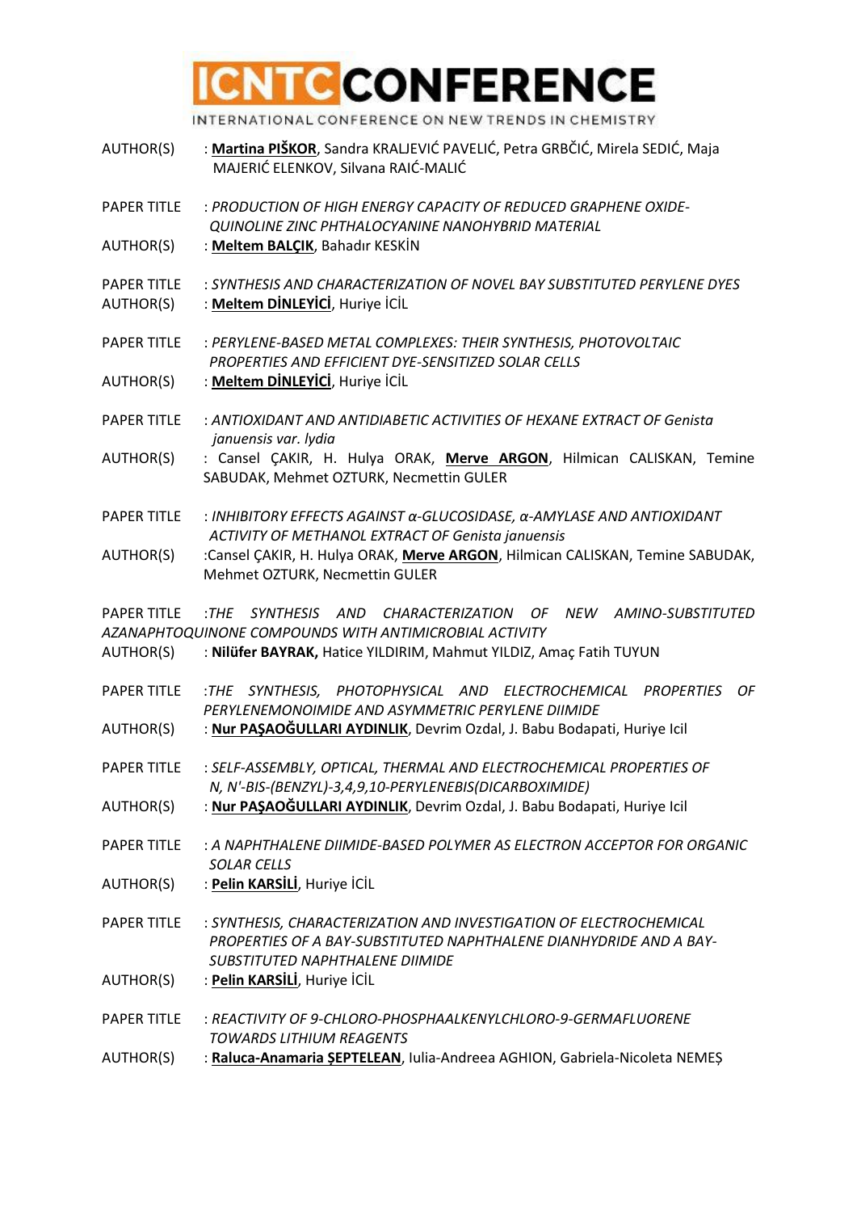AUTHOR(S) : **Martina PIŠKOR**, Sandra KRALJEVIĆ PAVELIĆ, Petra GRBČIĆ, Mirela SEDIĆ, Maja MAJERIĆ ELENKOV, Silvana RAIĆ-MALIĆ

PAPER TITLE : *PRODUCTION OF HIGH ENERGY CAPACITY OF REDUCED GRAPHENE OXIDE-QUINOLINE ZINC PHTHALOCYANINE NANOHYBRID MATERIAL*
AUTHOR(S) : **Meltem BALÇIK**, Bahadır KESKİN

PAPER TITLE : *SYNTHESIS AND CHARACTERIZATION OF NOVEL BAY SUBSTITUTED PERYLENE DYES*
AUTHOR(S) : **Meltem DİNLEYİCİ**, Huriye İCİL

PAPER TITLE : *PERYLENE-BASED METAL COMPLEXES: THEIR SYNTHESIS, PHOTOVOLTAIC PROPERTIES AND EFFICIENT DYE-SENSITIZED SOLAR CELLS*
AUTHOR(S) : **Meltem DİNLEYİCİ**, Huriye İCİL

PAPER TITLE : *ANTIOXIDANT AND ANTIDIABETIC ACTIVITIES OF HEXANE EXTRACT OF Genista januensis var. lydia*
AUTHOR(S) : Cansel ÇAKIR, H. Hulya ORAK, **Merve ARGON**, Hilmican CALISKAN, Temine SABUDAK, Mehmet OZTURK, Necmettin GULER

PAPER TITLE : *INHIBITORY EFFECTS AGAINST α-GLUCOSIDASE, α-AMYLASE AND ANTIOXIDANT ACTIVITY OF METHANOL EXTRACT OF Genista januensis*
AUTHOR(S) :Cansel ÇAKIR, H. Hulya ORAK, **Merve ARGON**, Hilmican CALISKAN, Temine SABUDAK, Mehmet OZTURK, Necmettin GULER

PAPER TITLE :*THE SYNTHESIS AND CHARACTERIZATION OF NEW AMINO-SUBSTITUTED AZANAPHTOQUINONE COMPOUNDS WITH ANTIMICROBIAL ACTIVITY*
AUTHOR(S) : **Nilüfer BAYRAK,** Hatice YILDIRIM, Mahmut YILDIZ, Amaç Fatih TUYUN

PAPER TITLE :*THE SYNTHESIS, PHOTOPHYSICAL AND ELECTROCHEMICAL PROPERTIES OF PERYLENEMONOIMIDE AND ASYMMETRIC PERYLENE DIIMIDE*
AUTHOR(S) : **Nur PAŞAOĞULLARI AYDINLIK**, Devrim Ozdal, J. Babu Bodapati, Huriye Icil

PAPER TITLE : *SELF-ASSEMBLY, OPTICAL, THERMAL AND ELECTROCHEMICAL PROPERTIES OF N, N'-BIS-(BENZYL)-3,4,9,10-PERYLENEBIS(DICARBOXIMIDE)*
AUTHOR(S) : **Nur PAŞAOĞULLARI AYDINLIK**, Devrim Ozdal, J. Babu Bodapati, Huriye Icil

PAPER TITLE : *A NAPHTHALENE DIIMIDE-BASED POLYMER AS ELECTRON ACCEPTOR FOR ORGANIC SOLAR CELLS*
AUTHOR(S) : **Pelin KARSİLİ**, Huriye İCİL

PAPER TITLE : *SYNTHESIS, CHARACTERIZATION AND INVESTIGATION OF ELECTROCHEMICAL PROPERTIES OF A BAY-SUBSTITUTED NAPHTHALENE DIANHYDRIDE AND A BAY-SUBSTITUTED NAPHTHALENE DIIMIDE*
AUTHOR(S) : **Pelin KARSİLİ**, Huriye İCİL

PAPER TITLE : *REACTIVITY OF 9-CHLORO-PHOSPHAALKENYLCHLORO-9-GERMAFLUORENE TOWARDS LITHIUM REAGENTS*
AUTHOR(S) : **Raluca-Anamaria ŞEPTELEAN**, Iulia-Andreea AGHION, Gabriela-Nicoleta NEMEŞ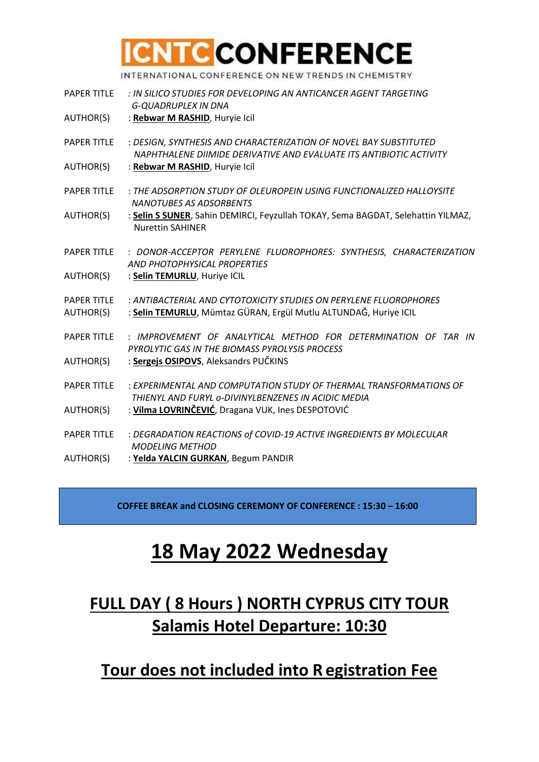# ICNTC CONFERENCE

INTERNATIONAL CONFERENCE ON NEW TRENDS IN CHEMISTRY

PAPER TITLE : *IN SILICO STUDIES FOR DEVELOPING AN ANTICANCER AGENT TARGETING G-QUADRUPLEX IN DNA*
AUTHOR(S) : **Rebwar M RASHID**, Huryie Icil

PAPER TITLE : *DESIGN, SYNTHESIS AND CHARACTERIZATION OF NOVEL BAY SUBSTITUTED NAPHTHALENE DIIMIDE DERIVATIVE AND EVALUATE ITS ANTIBIOTIC ACTIVITY*
AUTHOR(S) : **Rebwar M RASHID**, Huryie Icil

PAPER TITLE : *THE ADSORPTION STUDY OF OLEUROPEIN USING FUNCTIONALIZED HALLOYSITE NANOTUBES AS ADSORBENTS*
AUTHOR(S) : **Selin S SUNER**, Sahin DEMIRCI, Feyzullah TOKAY, Sema BAGDAT, Selehattin YILMAZ, Nurettin SAHINER

PAPER TITLE : *DONOR-ACCEPTOR PERYLENE FLUOROPHORES: SYNTHESIS, CHARACTERIZATION AND PHOTOPHYSICAL PROPERTIES*
AUTHOR(S) : **Selin TEMURLU**, Huriye ICIL

PAPER TITLE : *ANTIBACTERIAL AND CYTOTOXICITY STUDIES ON PERYLENE FLUOROPHORES*
AUTHOR(S) : **Selin TEMURLU**, Mümtaz GÜRAN, Ergül Mutlu ALTUNDAĞ, Huriye ICIL

PAPER TITLE : *IMPROVEMENT OF ANALYTICAL METHOD FOR DETERMINATION OF TAR IN PYROLYTIC GAS IN THE BIOMASS PYROLYSIS PROCESS*
AUTHOR(S) : **Sergejs OSIPOVS**, Aleksandrs PUČKINS

PAPER TITLE : *EXPERIMENTAL AND COMPUTATION STUDY OF THERMAL TRANSFORMATIONS OF THIENYL AND FURYL o-DIVINYLBENZENES IN ACIDIC MEDIA*
AUTHOR(S) : **Vilma LOVRINČEVIĆ**, Dragana VUK, Ines DESPOTOVIĆ

PAPER TITLE : *DEGRADATION REACTIONS of COVID-19 ACTIVE INGREDIENTS BY MOLECULAR MODELING METHOD*
AUTHOR(S) : **Yelda YALCIN GURKAN**, Begum PANDIR

**COFFEE BREAK and CLOSING CEREMONY OF CONFERENCE : 15:30 – 16:00**

# 18 May 2022 Wednesday

## FULL DAY ( 8 Hours ) NORTH CYPRUS CITY TOUR
## Salamis Hotel Departure: 10:30

## Tour does not included into R egistration Fee